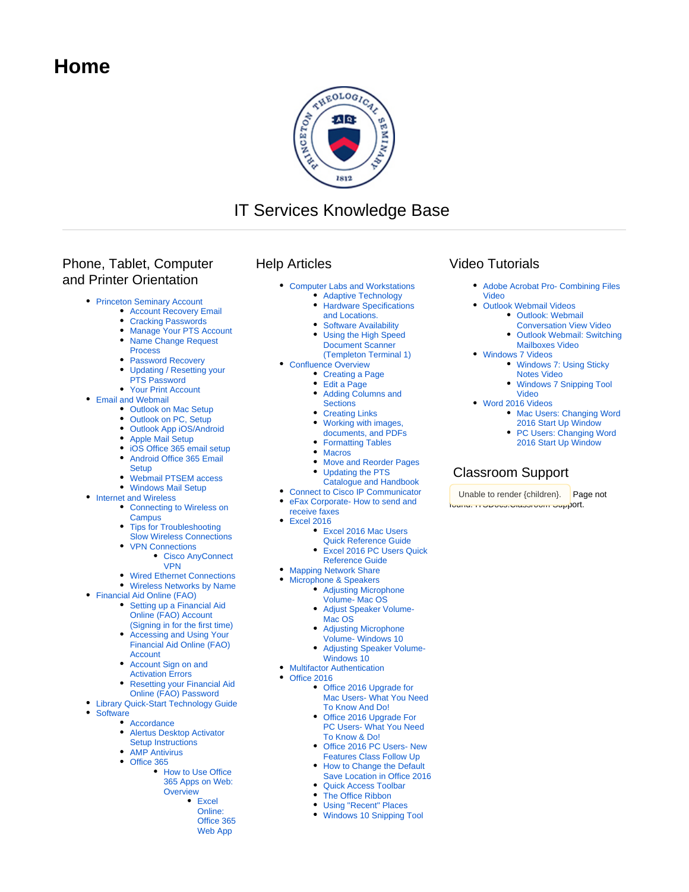# Home

IT Services Knowledge Base

## Phone, Tablet, Computer and Printer Orientation

- Princeton Seminary Account
  - Account Recovery Email
  - Cracking Passwords
  - Manage Your PTS Account
  - Name Change Request Process
  - Password Recovery
  - Updating / Resetting your PTS Password
  - Your Print Account
- Email and Webmail
  - Outlook on Mac Setup
  - Outlook on PC, Setup
  - Outlook App iOS/Android
  - Apple Mail Setup
  - iOS Office 365 email setup
  - Android Office 365 Email Setup
  - Webmail PTSEM access
  - Windows Mail Setup
- Internet and Wireless
  - Connecting to Wireless on Campus
  - Tips for Troubleshooting Slow Wireless Connections
  - VPN Connections
    - Cisco AnyConnect VPN
  - Wired Ethernet Connections
  - Wireless Networks by Name
- Financial Aid Online (FAO)
  - Setting up a Financial Aid Online (FAO) Account (Signing in for the first time)
  - Accessing and Using Your Financial Aid Online (FAO) Account
  - Account Sign on and Activation Errors
  - Resetting your Financial Aid Online (FAO) Password
- Library Quick-Start Technology Guide
- Software
  - Accordance
  - Alertus Desktop Activator Setup Instructions
  - AMP Antivirus
  - Office 365
    - How to Use Office 365 Apps on Web: Overview
      - Excel Online: Office 365 Web App

## Help Articles

- Computer Labs and Workstations
  - Adaptive Technology
  - Hardware Specifications and Locations.
  - Software Availability
  - Using the High Speed Document Scanner (Templeton Terminal 1)
- Confluence Overview
  - Creating a Page
  - Edit a Page
  - Adding Columns and Sections
  - Creating Links
  - Working with images, documents, and PDFs
  - Formatting Tables
  - Macros
  - Move and Reorder Pages
  - Updating the PTS Catalogue and Handbook
- Connect to Cisco IP Communicator
- eFax Corporate- How to send and receive faxes
- Excel 2016
  - Excel 2016 Mac Users Quick Reference Guide
  - Excel 2016 PC Users Quick Reference Guide
- Mapping Network Share
- Microphone & Speakers
  - Adjusting Microphone Volume- Mac OS
  - Adjust Speaker Volume- Mac OS
  - Adjusting Microphone Volume- Windows 10
  - Adjusting Speaker Volume- Windows 10
- Multifactor Authentication
- Office 2016
  - Office 2016 Upgrade for Mac Users- What You Need To Know And Do!
  - Office 2016 Upgrade For PC Users- What You Need To Know & Do!
  - Office 2016 PC Users- New Features Class Follow Up
  - How to Change the Default Save Location in Office 2016
  - Quick Access Toolbar
  - The Office Ribbon
  - Using "Recent" Places
  - Windows 10 Snipping Tool

## Video Tutorials

- Adobe Acrobat Pro- Combining Files Video
- Outlook Webmail Videos
  - Outlook: Webmail Conversation View Video
  - Outlook Webmail: Switching Mailboxes Video
- Windows 7 Videos
  - Windows 7: Using Sticky Notes Video
  - Windows 7 Snipping Tool Video
- Word 2016 Videos
  - Mac Users: Changing Word 2016 Start Up Window
  - PC Users: Changing Word 2016 Start Up Window

## Classroom Support

Unable to render {children}. Page not found: ITSDocs:Classroom Support.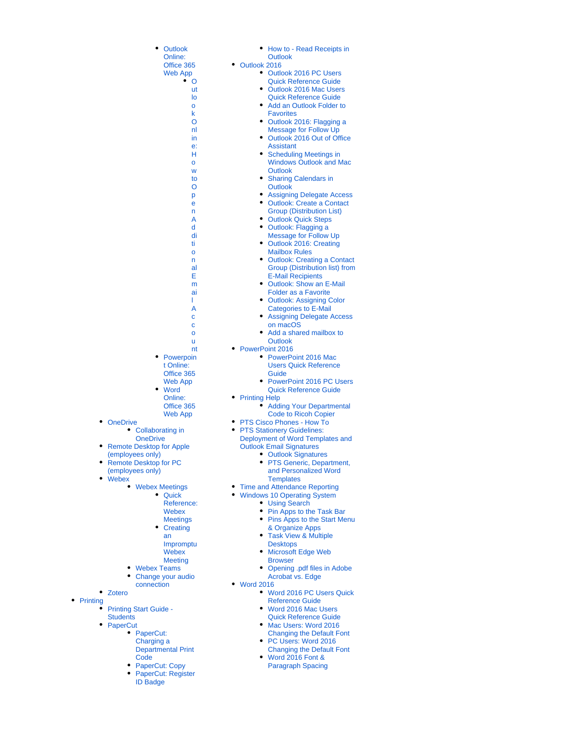- Outlook Online: Office 365 Web App
  - Outlook Online: How to Open Additional Email Account
- Powerpoint Online: Office 365 Web App
- Word Online: Office 365 Web App

- OneDrive
  - Collaborating in OneDrive
- Remote Desktop for Apple (employees only)
- Remote Desktop for PC (employees only)
- Webex
  - Webex Meetings
    - Quick Reference: Webex Meetings
    - Creating an Impromptu Webex Meeting
  - Webex Teams
  - Change your audio connection
- Zotero

- Printing
  - Printing Start Guide - Students
  - PaperCut
    - PaperCut: Charging a Departmental Print Code
    - PaperCut: Copy
    - PaperCut: Register ID Badge

- How to - Read Receipts in Outlook
- Outlook 2016
  - Outlook 2016 PC Users Quick Reference Guide
  - Outlook 2016 Mac Users Quick Reference Guide
  - Add an Outlook Folder to Favorites
  - Outlook 2016: Flagging a Message for Follow Up
  - Outlook 2016 Out of Office Assistant
  - Scheduling Meetings in Windows Outlook and Mac Outlook
  - Sharing Calendars in Outlook
  - Assigning Delegate Access
  - Outlook: Create a Contact Group (Distribution List)
  - Outlook Quick Steps
  - Outlook: Flagging a Message for Follow Up
  - Outlook 2016: Creating Mailbox Rules
  - Outlook: Creating a Contact Group (Distribution list) from E-Mail Recipients
  - Outlook: Show an E-Mail Folder as a Favorite
  - Outlook: Assigning Color Categories to E-Mail
  - Assigning Delegate Access on macOS
  - Add a shared mailbox to Outlook
- PowerPoint 2016
  - PowerPoint 2016 Mac Users Quick Reference Guide
  - PowerPoint 2016 PC Users Quick Reference Guide
- Printing Help
  - Adding Your Departmental Code to Ricoh Copier
- PTS Cisco Phones - How To
- PTS Stationery Guidelines: Deployment of Word Templates and Outlook Email Signatures
  - Outlook Signatures
  - PTS Generic, Department, and Personalized Word Templates
- Time and Attendance Reporting
- Windows 10 Operating System
  - Using Search
  - Pin Apps to the Task Bar
  - Pins Apps to the Start Menu & Organize Apps
  - Task View & Multiple Desktops
  - Microsoft Edge Web Browser
  - Opening .pdf files in Adobe Acrobat vs. Edge
- Word 2016
  - Word 2016 PC Users Quick Reference Guide
  - Word 2016 Mac Users Quick Reference Guide
  - Mac Users: Word 2016 Changing the Default Font
  - PC Users: Word 2016 Changing the Default Font
  - Word 2016 Font & Paragraph Spacing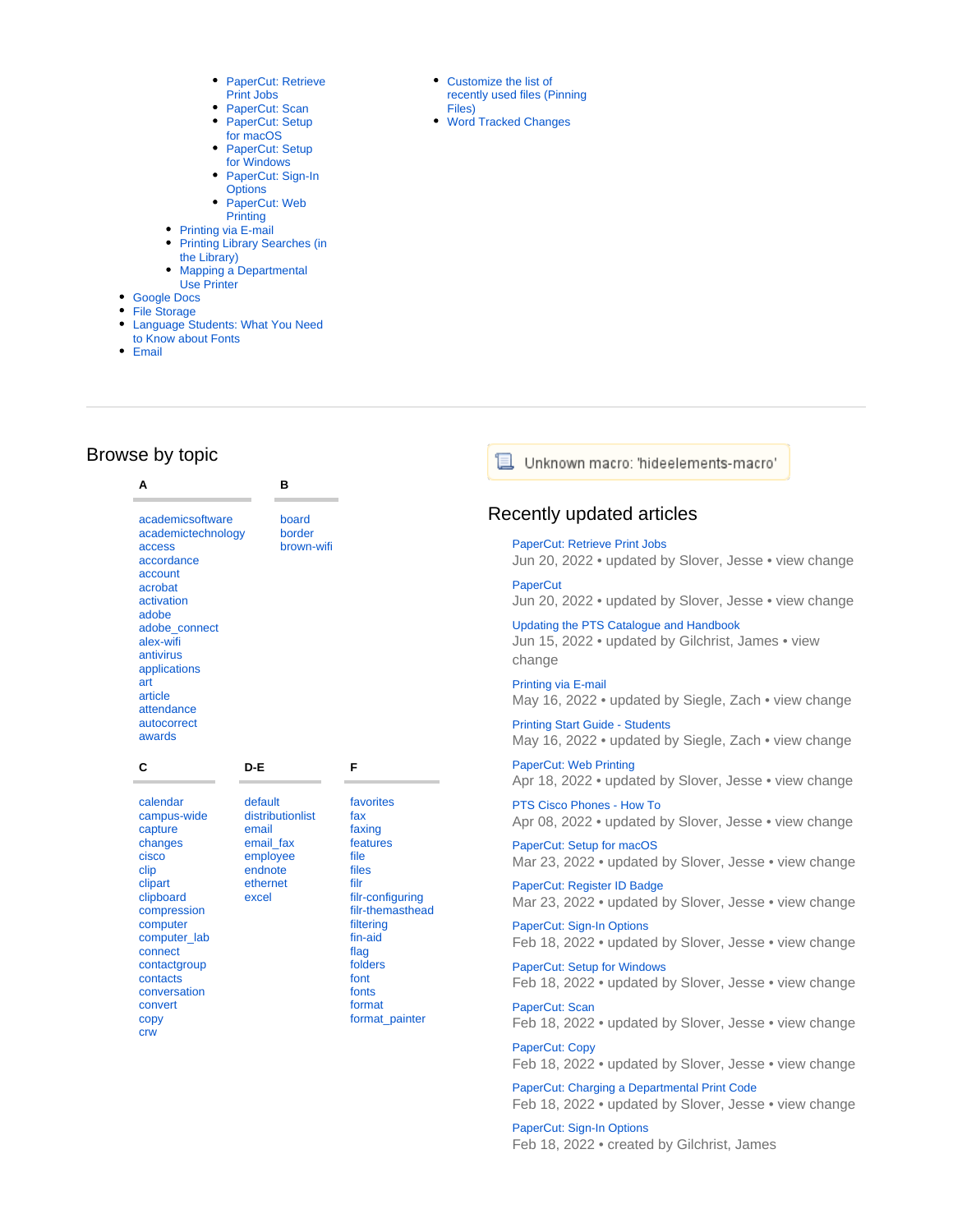- PaperCut: Retrieve Print Jobs
    - PaperCut: Scan
    - PaperCut: Setup for macOS
    - PaperCut: Setup for Windows
    - PaperCut: Sign-In Options
    - PaperCut: Web Printing
  - Printing via E-mail
  - Printing Library Searches (in the Library)
  - Mapping a Departmental Use Printer
- Google Docs
- File Storage
- Language Students: What You Need to Know about Fonts
- Email
  - Customize the list of recently used files (Pinning Files)
  - Word Tracked Changes

---

## Browse by topic

**A**

academicsoftware
academictechnology
access
accordance
account
acrobat
activation
adobe
adobe_connect
alex-wifi
antivirus
applications
art
article
attendance
autocorrect
awards

**B**

board
border
brown-wifi

**C**

calendar
campus-wide
capture
changes
cisco
clip
clipart
clipboard
compression
computer
computer_lab
connect
contactgroup
contacts
conversation
convert
copy
crw

**D-E**

default
distributionlist
email
email_fax
employee
endnote
ethernet
excel

**F**

favorites
fax
faxing
features
file
files
filr
filr-configuring
filr-themasthead
filtering
fin-aid
flag
folders
font
fonts
format
format_painter

Unknown macro: 'hideelements-macro'

## Recently updated articles

PaperCut: Retrieve Print Jobs
Jun 20, 2022 • updated by Slover, Jesse • view change

PaperCut
Jun 20, 2022 • updated by Slover, Jesse • view change

Updating the PTS Catalogue and Handbook
Jun 15, 2022 • updated by Gilchrist, James • view change

Printing via E-mail
May 16, 2022 • updated by Siegle, Zach • view change

Printing Start Guide - Students
May 16, 2022 • updated by Siegle, Zach • view change

PaperCut: Web Printing
Apr 18, 2022 • updated by Slover, Jesse • view change

PTS Cisco Phones - How To
Apr 08, 2022 • updated by Slover, Jesse • view change

PaperCut: Setup for macOS
Mar 23, 2022 • updated by Slover, Jesse • view change

PaperCut: Register ID Badge
Mar 23, 2022 • updated by Slover, Jesse • view change

PaperCut: Sign-In Options
Feb 18, 2022 • updated by Slover, Jesse • view change

PaperCut: Setup for Windows
Feb 18, 2022 • updated by Slover, Jesse • view change

PaperCut: Scan
Feb 18, 2022 • updated by Slover, Jesse • view change

PaperCut: Copy
Feb 18, 2022 • updated by Slover, Jesse • view change

PaperCut: Charging a Departmental Print Code
Feb 18, 2022 • updated by Slover, Jesse • view change

PaperCut: Sign-In Options
Feb 18, 2022 • created by Gilchrist, James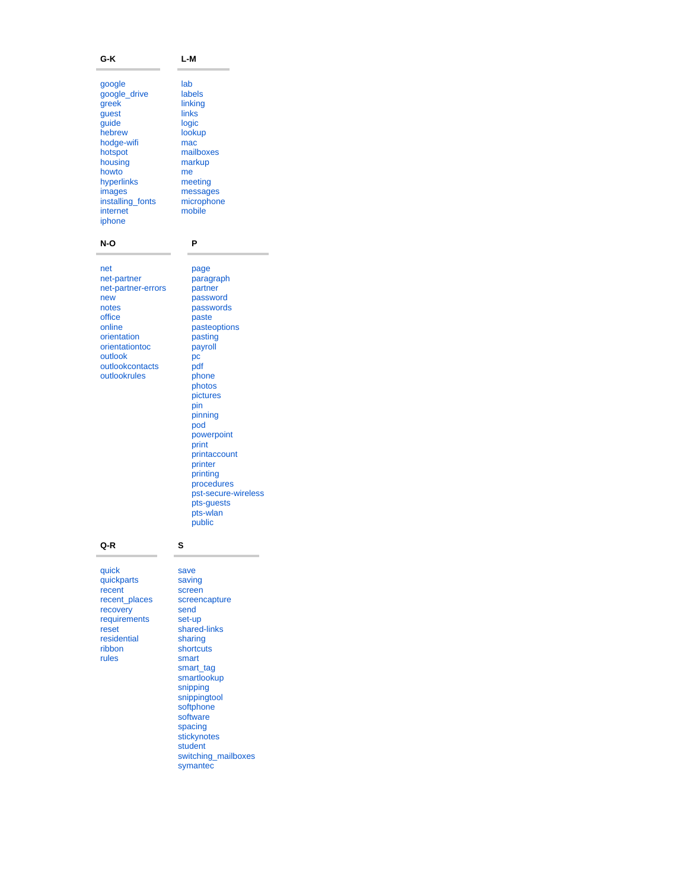## G-K

google
google_drive
greek
guest
guide
hebrew
hodge-wifi
hotspot
housing
howto
hyperlinks
images
installing_fonts
internet
iphone

## L-M

lab
labels
linking
links
logic
lookup
mac
mailboxes
markup
me
meeting
messages
microphone
mobile

## N-O

net
net-partner
net-partner-errors
new
notes
office
online
orientation
orientationtoc
outlook
outlookcontacts
outlookrules

## P

page
paragraph
partner
password
passwords
paste
pasteoptions
pasting
payroll
pc
pdf
phone
photos
pictures
pin
pinning
pod
powerpoint
print
printaccount
printer
printing
procedures
pst-secure-wireless
pts-guests
pts-wlan
public

## Q-R

quick
quickparts
recent
recent_places
recovery
requirements
reset
residential
ribbon
rules

## S

save
saving
screen
screencapture
send
set-up
shared-links
sharing
shortcuts
smart
smart_tag
smartlookup
snipping
snippingtool
softphone
software
spacing
stickynotes
student
switching_mailboxes
symantec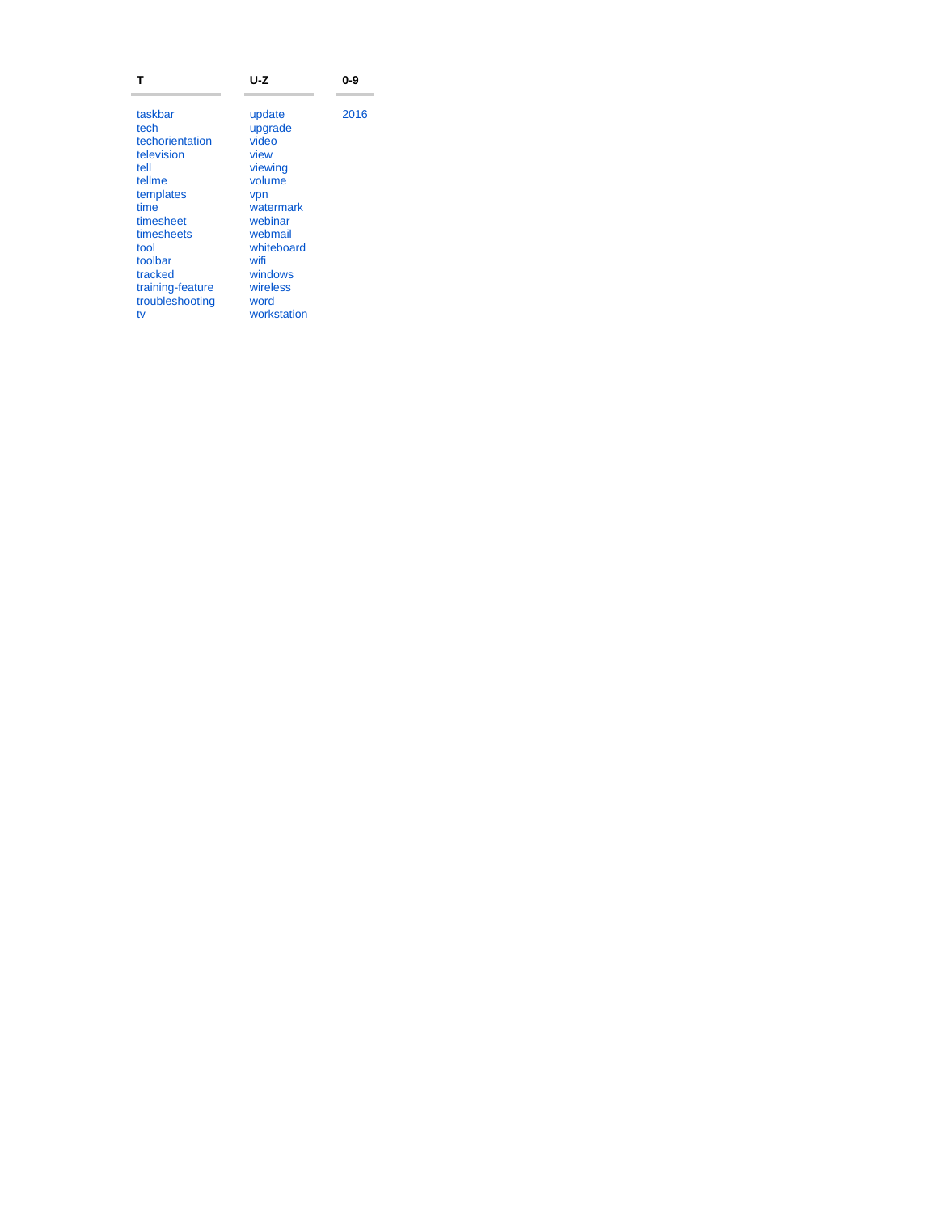### T

- taskbar
- tech
- techorientation
- television
- tell
- tellme
- templates
- time
- timesheet
- timesheets
- tool
- toolbar
- tracked
- training-feature
- troubleshooting
- tv

### U-Z

- update
- upgrade
- video
- view
- viewing
- volume
- vpn
- watermark
- webinar
- webmail
- whiteboard
- wifi
- windows
- wireless
- word
- workstation

### 0-9

- 2016